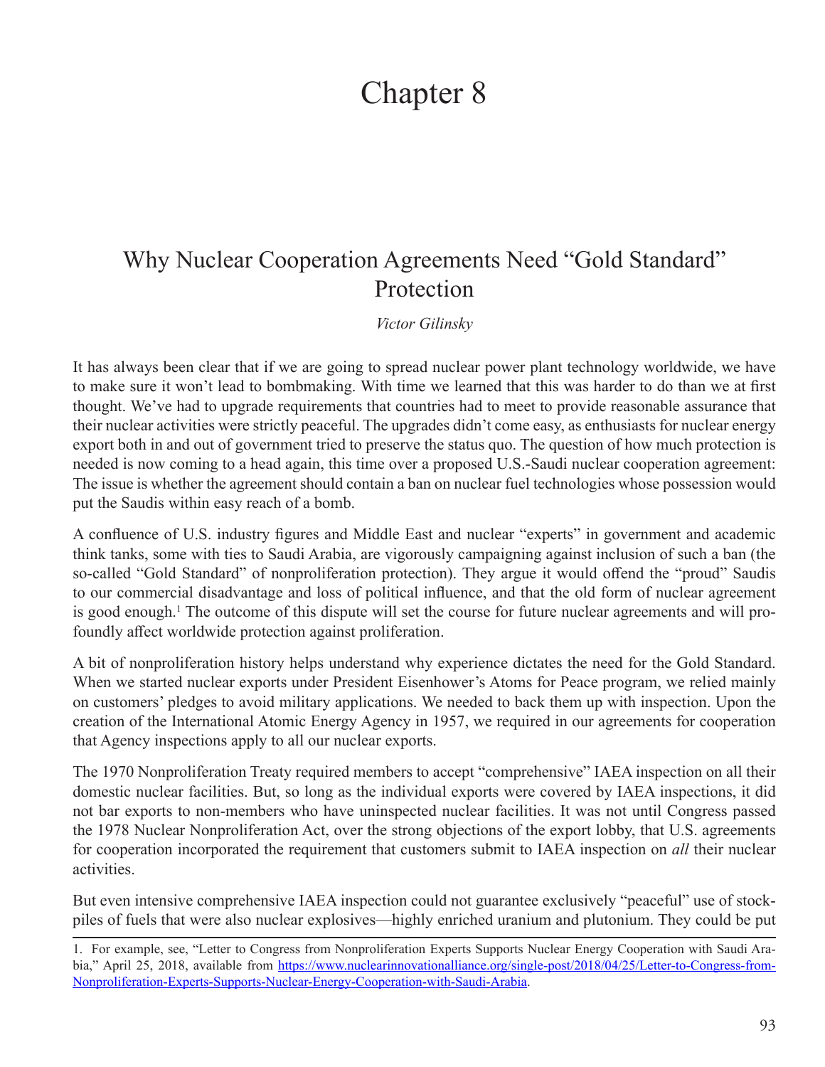# Chapter 8

## Why Nuclear Cooperation Agreements Need "Gold Standard" Protection

*Victor Gilinsky*

It has always been clear that if we are going to spread nuclear power plant technology worldwide, we have to make sure it won't lead to bombmaking. With time we learned that this was harder to do than we at first thought. We've had to upgrade requirements that countries had to meet to provide reasonable assurance that their nuclear activities were strictly peaceful. The upgrades didn't come easy, as enthusiasts for nuclear energy export both in and out of government tried to preserve the status quo. The question of how much protection is needed is now coming to a head again, this time over a proposed U.S.-Saudi nuclear cooperation agreement: The issue is whether the agreement should contain a ban on nuclear fuel technologies whose possession would put the Saudis within easy reach of a bomb.

A confluence of U.S. industry figures and Middle East and nuclear "experts" in government and academic think tanks, some with ties to Saudi Arabia, are vigorously campaigning against inclusion of such a ban (the so-called "Gold Standard" of nonproliferation protection). They argue it would offend the "proud" Saudis to our commercial disadvantage and loss of political influence, and that the old form of nuclear agreement is good enough.[1] The outcome of this dispute will set the course for future nuclear agreements and will profoundly affect worldwide protection against proliferation.

A bit of nonproliferation history helps understand why experience dictates the need for the Gold Standard. When we started nuclear exports under President Eisenhower's Atoms for Peace program, we relied mainly on customers' pledges to avoid military applications. We needed to back them up with inspection. Upon the creation of the International Atomic Energy Agency in 1957, we required in our agreements for cooperation that Agency inspections apply to all our nuclear exports.

The 1970 Nonproliferation Treaty required members to accept "comprehensive" IAEA inspection on all their domestic nuclear facilities. But, so long as the individual exports were covered by IAEA inspections, it did not bar exports to non-members who have uninspected nuclear facilities. It was not until Congress passed the 1978 Nuclear Nonproliferation Act, over the strong objections of the export lobby, that U.S. agreements for cooperation incorporated the requirement that customers submit to IAEA inspection on *all* their nuclear activities.

But even intensive comprehensive IAEA inspection could not guarantee exclusively "peaceful" use of stockpiles of fuels that were also nuclear explosives—highly enriched uranium and plutonium. They could be put

---

1. For example, see, "Letter to Congress from Nonproliferation Experts Supports Nuclear Energy Cooperation with Saudi Arabia," April 25, 2018, available from [https://www.nuclearinnovationalliance.org/single-post/2018/04/25/Letter-to-Congress-from-Nonproliferation-Experts-Supports-Nuclear-Energy-Cooperation-with-Saudi-Arabia](https://www.nuclearinnovationalliance.org/single-post/2018/04/25/Letter-to-Congress-from-Nonproliferation-Experts-Supports-Nuclear-Energy-Cooperation-with-Saudi-Arabia).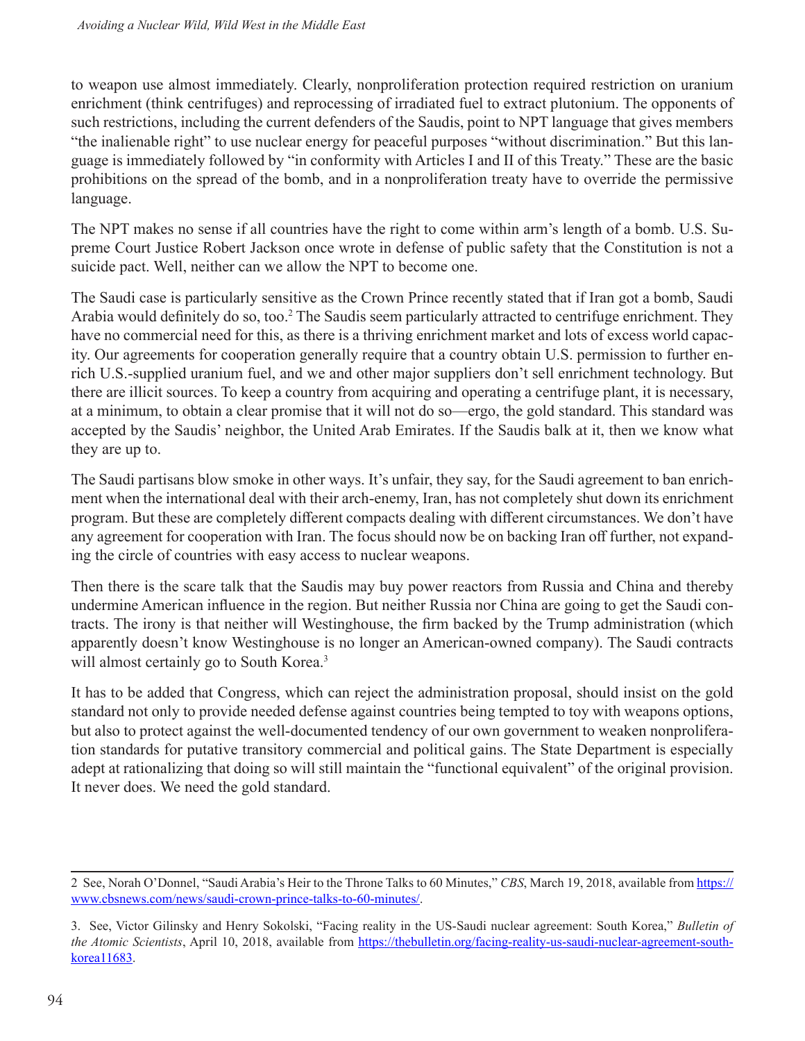to weapon use almost immediately. Clearly, nonproliferation protection required restriction on uranium enrichment (think centrifuges) and reprocessing of irradiated fuel to extract plutonium. The opponents of such restrictions, including the current defenders of the Saudis, point to NPT language that gives members "the inalienable right" to use nuclear energy for peaceful purposes "without discrimination." But this language is immediately followed by "in conformity with Articles I and II of this Treaty." These are the basic prohibitions on the spread of the bomb, and in a nonproliferation treaty have to override the permissive language.

The NPT makes no sense if all countries have the right to come within arm's length of a bomb. U.S. Supreme Court Justice Robert Jackson once wrote in defense of public safety that the Constitution is not a suicide pact. Well, neither can we allow the NPT to become one.

The Saudi case is particularly sensitive as the Crown Prince recently stated that if Iran got a bomb, Saudi Arabia would definitely do so, too.[2] The Saudis seem particularly attracted to centrifuge enrichment. They have no commercial need for this, as there is a thriving enrichment market and lots of excess world capacity. Our agreements for cooperation generally require that a country obtain U.S. permission to further enrich U.S.-supplied uranium fuel, and we and other major suppliers don't sell enrichment technology. But there are illicit sources. To keep a country from acquiring and operating a centrifuge plant, it is necessary, at a minimum, to obtain a clear promise that it will not do so—ergo, the gold standard. This standard was accepted by the Saudis' neighbor, the United Arab Emirates. If the Saudis balk at it, then we know what they are up to.

The Saudi partisans blow smoke in other ways. It's unfair, they say, for the Saudi agreement to ban enrichment when the international deal with their arch-enemy, Iran, has not completely shut down its enrichment program. But these are completely different compacts dealing with different circumstances. We don't have any agreement for cooperation with Iran. The focus should now be on backing Iran off further, not expanding the circle of countries with easy access to nuclear weapons.

Then there is the scare talk that the Saudis may buy power reactors from Russia and China and thereby undermine American influence in the region. But neither Russia nor China are going to get the Saudi contracts. The irony is that neither will Westinghouse, the firm backed by the Trump administration (which apparently doesn't know Westinghouse is no longer an American-owned company). The Saudi contracts will almost certainly go to South Korea.[3]

It has to be added that Congress, which can reject the administration proposal, should insist on the gold standard not only to provide needed defense against countries being tempted to toy with weapons options, but also to protect against the well-documented tendency of our own government to weaken nonproliferation standards for putative transitory commercial and political gains. The State Department is especially adept at rationalizing that doing so will still maintain the "functional equivalent" of the original provision. It never does. We need the gold standard.

---

2 See, Norah O'Donnel, "Saudi Arabia's Heir to the Throne Talks to 60 Minutes," *CBS*, March 19, 2018, available from https://www.cbsnews.com/news/saudi-crown-prince-talks-to-60-minutes/.

3. See, Victor Gilinsky and Henry Sokolski, "Facing reality in the US-Saudi nuclear agreement: South Korea," *Bulletin of the Atomic Scientists*, April 10, 2018, available from https://thebulletin.org/facing-reality-us-saudi-nuclear-agreement-south-korea11683.